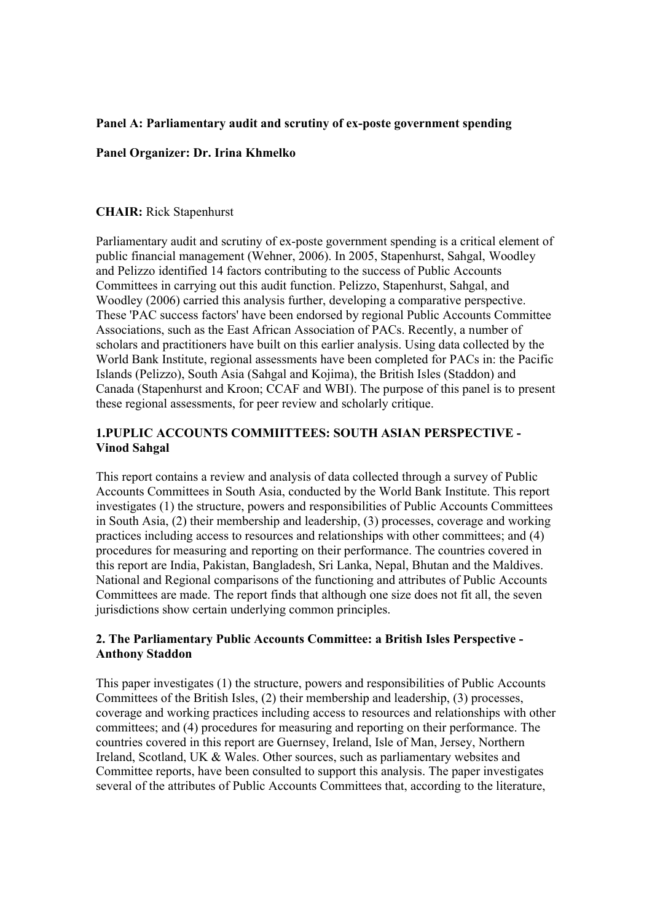**Panel A: Parliamentary audit and scrutiny of ex-poste government spending**

**Panel Organizer: Dr. Irina Khmelko**

**CHAIR:** Rick Stapenhurst

Parliamentary audit and scrutiny of ex-poste government spending is a critical element of public financial management (Wehner, 2006). In 2005, Stapenhurst, Sahgal, Woodley and Pelizzo identified 14 factors contributing to the success of Public Accounts Committees in carrying out this audit function. Pelizzo, Stapenhurst, Sahgal, and Woodley (2006) carried this analysis further, developing a comparative perspective. These 'PAC success factors' have been endorsed by regional Public Accounts Committee Associations, such as the East African Association of PACs. Recently, a number of scholars and practitioners have built on this earlier analysis. Using data collected by the World Bank Institute, regional assessments have been completed for PACs in: the Pacific Islands (Pelizzo), South Asia (Sahgal and Kojima), the British Isles (Staddon) and Canada (Stapenhurst and Kroon; CCAF and WBI). The purpose of this panel is to present these regional assessments, for peer review and scholarly critique.

### 1.PUPLIC ACCOUNTS COMMIITTEES: SOUTH ASIAN PERSPECTIVE - Vinod Sahgal

This report contains a review and analysis of data collected through a survey of Public Accounts Committees in South Asia, conducted by the World Bank Institute. This report investigates (1) the structure, powers and responsibilities of Public Accounts Committees in South Asia, (2) their membership and leadership, (3) processes, coverage and working practices including access to resources and relationships with other committees; and (4) procedures for measuring and reporting on their performance. The countries covered in this report are India, Pakistan, Bangladesh, Sri Lanka, Nepal, Bhutan and the Maldives. National and Regional comparisons of the functioning and attributes of Public Accounts Committees are made. The report finds that although one size does not fit all, the seven jurisdictions show certain underlying common principles.

### 2. The Parliamentary Public Accounts Committee: a British Isles Perspective - Anthony Staddon

This paper investigates (1) the structure, powers and responsibilities of Public Accounts Committees of the British Isles, (2) their membership and leadership, (3) processes, coverage and working practices including access to resources and relationships with other committees; and (4) procedures for measuring and reporting on their performance. The countries covered in this report are Guernsey, Ireland, Isle of Man, Jersey, Northern Ireland, Scotland, UK & Wales. Other sources, such as parliamentary websites and Committee reports, have been consulted to support this analysis. The paper investigates several of the attributes of Public Accounts Committees that, according to the literature,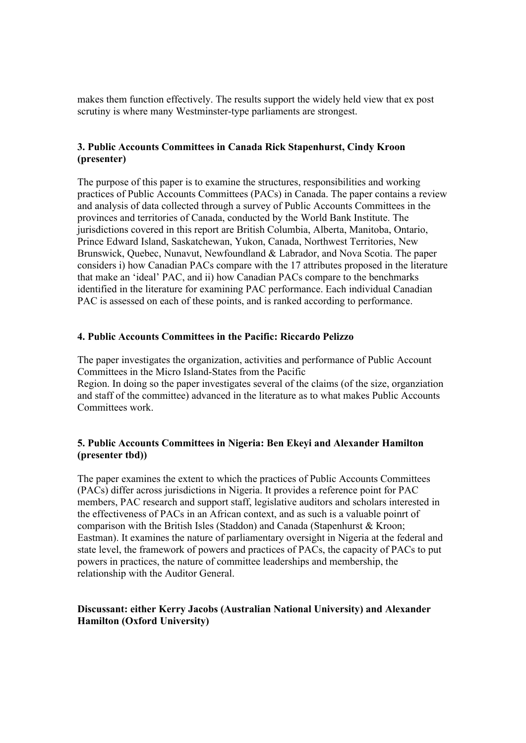makes them function effectively. The results support the widely held view that ex post scrutiny is where many Westminster-type parliaments are strongest.

### 3. Public Accounts Committees in Canada Rick Stapenhurst, Cindy Kroon (presenter)

The purpose of this paper is to examine the structures, responsibilities and working practices of Public Accounts Committees (PACs) in Canada. The paper contains a review and analysis of data collected through a survey of Public Accounts Committees in the provinces and territories of Canada, conducted by the World Bank Institute. The jurisdictions covered in this report are British Columbia, Alberta, Manitoba, Ontario, Prince Edward Island, Saskatchewan, Yukon, Canada, Northwest Territories, New Brunswick, Quebec, Nunavut, Newfoundland & Labrador, and Nova Scotia. The paper considers i) how Canadian PACs compare with the 17 attributes proposed in the literature that make an 'ideal' PAC, and ii) how Canadian PACs compare to the benchmarks identified in the literature for examining PAC performance. Each individual Canadian PAC is assessed on each of these points, and is ranked according to performance.

### 4. Public Accounts Committees in the Pacific: Riccardo Pelizzo

The paper investigates the organization, activities and performance of Public Account Committees in the Micro Island-States from the Pacific
Region. In doing so the paper investigates several of the claims (of the size, organziation and staff of the committee) advanced in the literature as to what makes Public Accounts Committees work.

### 5. Public Accounts Committees in Nigeria: Ben Ekeyi and Alexander Hamilton (presenter tbd))

The paper examines the extent to which the practices of Public Accounts Committees (PACs) differ across jurisdictions in Nigeria. It provides a reference point for PAC members, PAC research and support staff, legislative auditors and scholars interested in the effectiveness of PACs in an African context, and as such is a valuable poinrt of comparison with the British Isles (Staddon) and Canada (Stapenhurst & Kroon; Eastman). It examines the nature of parliamentary oversight in Nigeria at the federal and state level, the framework of powers and practices of PACs, the capacity of PACs to put powers in practices, the nature of committee leaderships and membership, the relationship with the Auditor General.

**Discussant: either Kerry Jacobs (Australian National University) and Alexander Hamilton (Oxford University)**